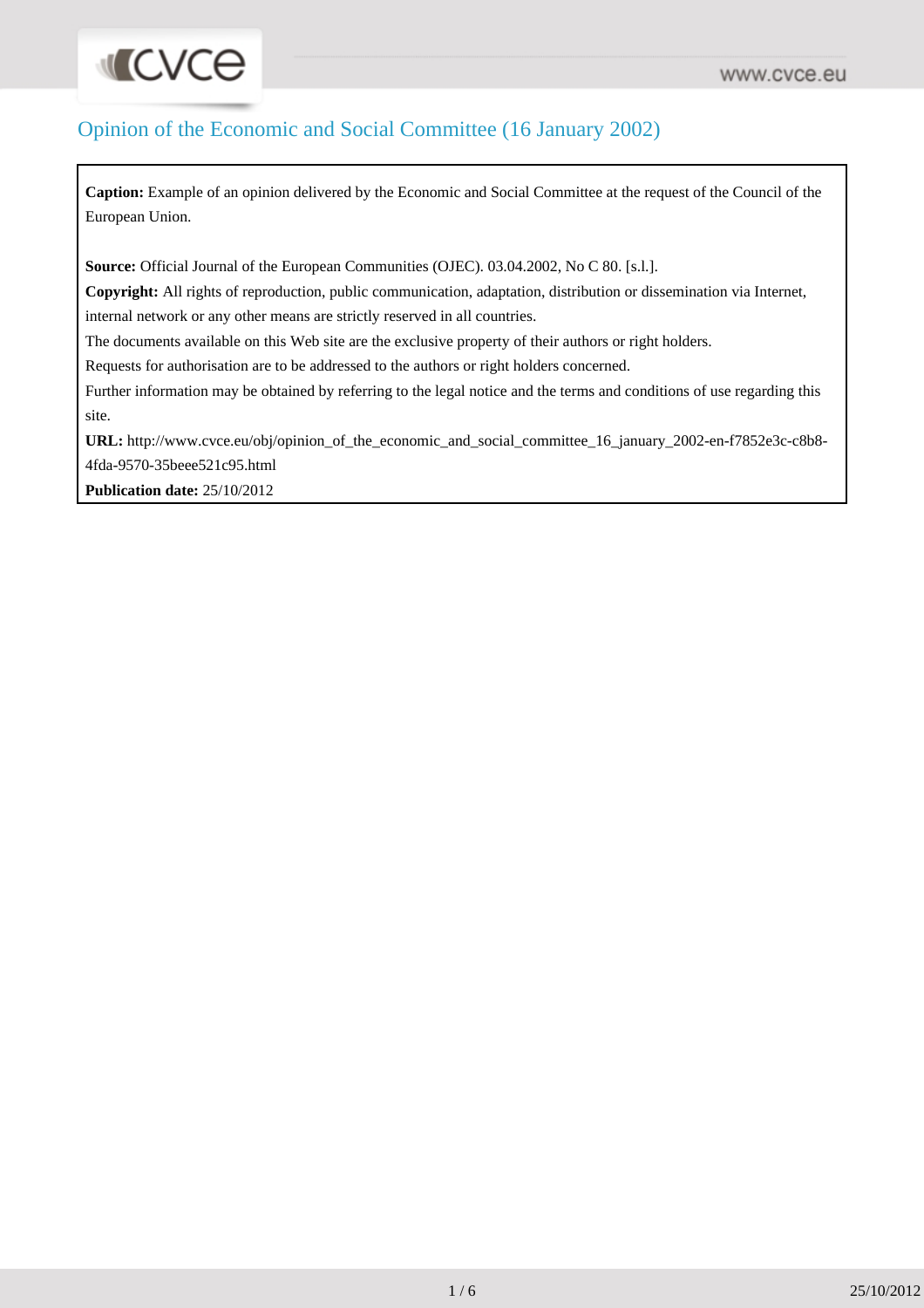# Opinion of the Economic and Social Committee (16 January 2002)

**Caption:** Example of an opinion delivered by the Economic and Social Committee at the request of the Council of the European Union.

**Source:** Official Journal of the European Communities (OJEC). 03.04.2002, No C 80. [s.l.].

**Copyright:** All rights of reproduction, public communication, adaptation, distribution or dissemination via Internet, internal network or any other means are strictly reserved in all countries.

The documents available on this Web site are the exclusive property of their authors or right holders.

Requests for authorisation are to be addressed to the authors or right holders concerned.

Further information may be obtained by referring to the legal notice and the terms and conditions of use regarding this site.

**URL:** http://www.cvce.eu/obj/opinion_of_the_economic_and_social_committee_16_january_2002-en-f7852e3c-c8b8-4fda-9570-35beee521c95.html

**Publication date:** 25/10/2012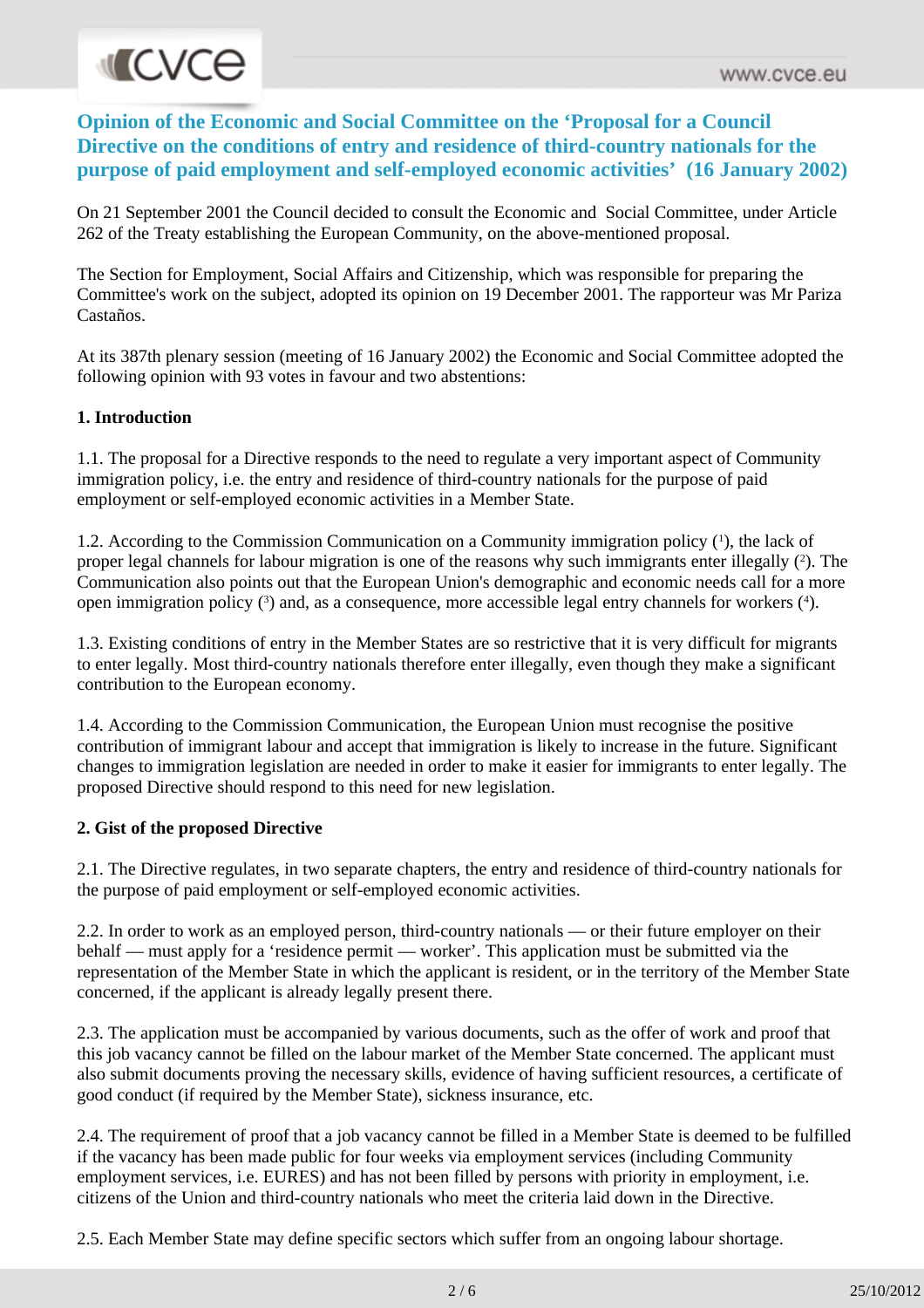# Opinion of the Economic and Social Committee on the 'Proposal for a Council Directive on the conditions of entry and residence of third-country nationals for the purpose of paid employment and self-employed economic activities' (16 January 2002)

On 21 September 2001 the Council decided to consult the Economic and Social Committee, under Article 262 of the Treaty establishing the European Community, on the above-mentioned proposal.

The Section for Employment, Social Affairs and Citizenship, which was responsible for preparing the Committee's work on the subject, adopted its opinion on 19 December 2001. The rapporteur was Mr Pariza Castaños.

At its 387th plenary session (meeting of 16 January 2002) the Economic and Social Committee adopted the following opinion with 93 votes in favour and two abstentions:

**1. Introduction**

1.1. The proposal for a Directive responds to the need to regulate a very important aspect of Community immigration policy, i.e. the entry and residence of third-country nationals for the purpose of paid employment or self-employed economic activities in a Member State.

1.2. According to the Commission Communication on a Community immigration policy (1), the lack of proper legal channels for labour migration is one of the reasons why such immigrants enter illegally (2). The Communication also points out that the European Union's demographic and economic needs call for a more open immigration policy (3) and, as a consequence, more accessible legal entry channels for workers (4).

1.3. Existing conditions of entry in the Member States are so restrictive that it is very difficult for migrants to enter legally. Most third-country nationals therefore enter illegally, even though they make a significant contribution to the European economy.

1.4. According to the Commission Communication, the European Union must recognise the positive contribution of immigrant labour and accept that immigration is likely to increase in the future. Significant changes to immigration legislation are needed in order to make it easier for immigrants to enter legally. The proposed Directive should respond to this need for new legislation.

**2. Gist of the proposed Directive**

2.1. The Directive regulates, in two separate chapters, the entry and residence of third-country nationals for the purpose of paid employment or self-employed economic activities.

2.2. In order to work as an employed person, third-country nationals — or their future employer on their behalf — must apply for a 'residence permit — worker'. This application must be submitted via the representation of the Member State in which the applicant is resident, or in the territory of the Member State concerned, if the applicant is already legally present there.

2.3. The application must be accompanied by various documents, such as the offer of work and proof that this job vacancy cannot be filled on the labour market of the Member State concerned. The applicant must also submit documents proving the necessary skills, evidence of having sufficient resources, a certificate of good conduct (if required by the Member State), sickness insurance, etc.

2.4. The requirement of proof that a job vacancy cannot be filled in a Member State is deemed to be fulfilled if the vacancy has been made public for four weeks via employment services (including Community employment services, i.e. EURES) and has not been filled by persons with priority in employment, i.e. citizens of the Union and third-country nationals who meet the criteria laid down in the Directive.

2.5. Each Member State may define specific sectors which suffer from an ongoing labour shortage.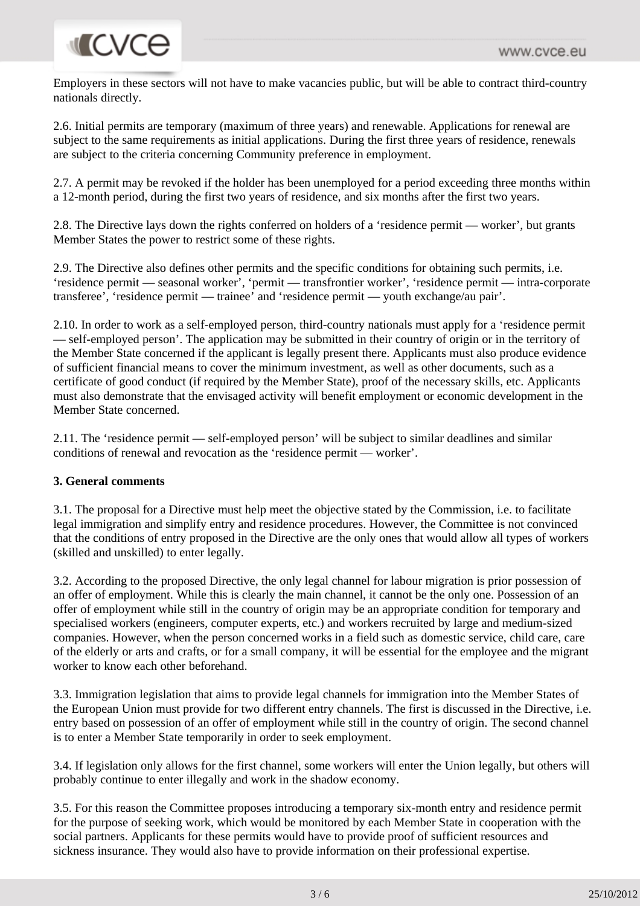Employers in these sectors will not have to make vacancies public, but will be able to contract third-country nationals directly.

2.6. Initial permits are temporary (maximum of three years) and renewable. Applications for renewal are subject to the same requirements as initial applications. During the first three years of residence, renewals are subject to the criteria concerning Community preference in employment.

2.7. A permit may be revoked if the holder has been unemployed for a period exceeding three months within a 12-month period, during the first two years of residence, and six months after the first two years.

2.8. The Directive lays down the rights conferred on holders of a 'residence permit — worker', but grants Member States the power to restrict some of these rights.

2.9. The Directive also defines other permits and the specific conditions for obtaining such permits, i.e. 'residence permit — seasonal worker', 'permit — transfrontier worker', 'residence permit — intra-corporate transferee', 'residence permit — trainee' and 'residence permit — youth exchange/au pair'.

2.10. In order to work as a self-employed person, third-country nationals must apply for a 'residence permit — self-employed person'. The application may be submitted in their country of origin or in the territory of the Member State concerned if the applicant is legally present there. Applicants must also produce evidence of sufficient financial means to cover the minimum investment, as well as other documents, such as a certificate of good conduct (if required by the Member State), proof of the necessary skills, etc. Applicants must also demonstrate that the envisaged activity will benefit employment or economic development in the Member State concerned.

2.11. The 'residence permit — self-employed person' will be subject to similar deadlines and similar conditions of renewal and revocation as the 'residence permit — worker'.

**3. General comments**

3.1. The proposal for a Directive must help meet the objective stated by the Commission, i.e. to facilitate legal immigration and simplify entry and residence procedures. However, the Committee is not convinced that the conditions of entry proposed in the Directive are the only ones that would allow all types of workers (skilled and unskilled) to enter legally.

3.2. According to the proposed Directive, the only legal channel for labour migration is prior possession of an offer of employment. While this is clearly the main channel, it cannot be the only one. Possession of an offer of employment while still in the country of origin may be an appropriate condition for temporary and specialised workers (engineers, computer experts, etc.) and workers recruited by large and medium-sized companies. However, when the person concerned works in a field such as domestic service, child care, care of the elderly or arts and crafts, or for a small company, it will be essential for the employee and the migrant worker to know each other beforehand.

3.3. Immigration legislation that aims to provide legal channels for immigration into the Member States of the European Union must provide for two different entry channels. The first is discussed in the Directive, i.e. entry based on possession of an offer of employment while still in the country of origin. The second channel is to enter a Member State temporarily in order to seek employment.

3.4. If legislation only allows for the first channel, some workers will enter the Union legally, but others will probably continue to enter illegally and work in the shadow economy.

3.5. For this reason the Committee proposes introducing a temporary six-month entry and residence permit for the purpose of seeking work, which would be monitored by each Member State in cooperation with the social partners. Applicants for these permits would have to provide proof of sufficient resources and sickness insurance. They would also have to provide information on their professional expertise.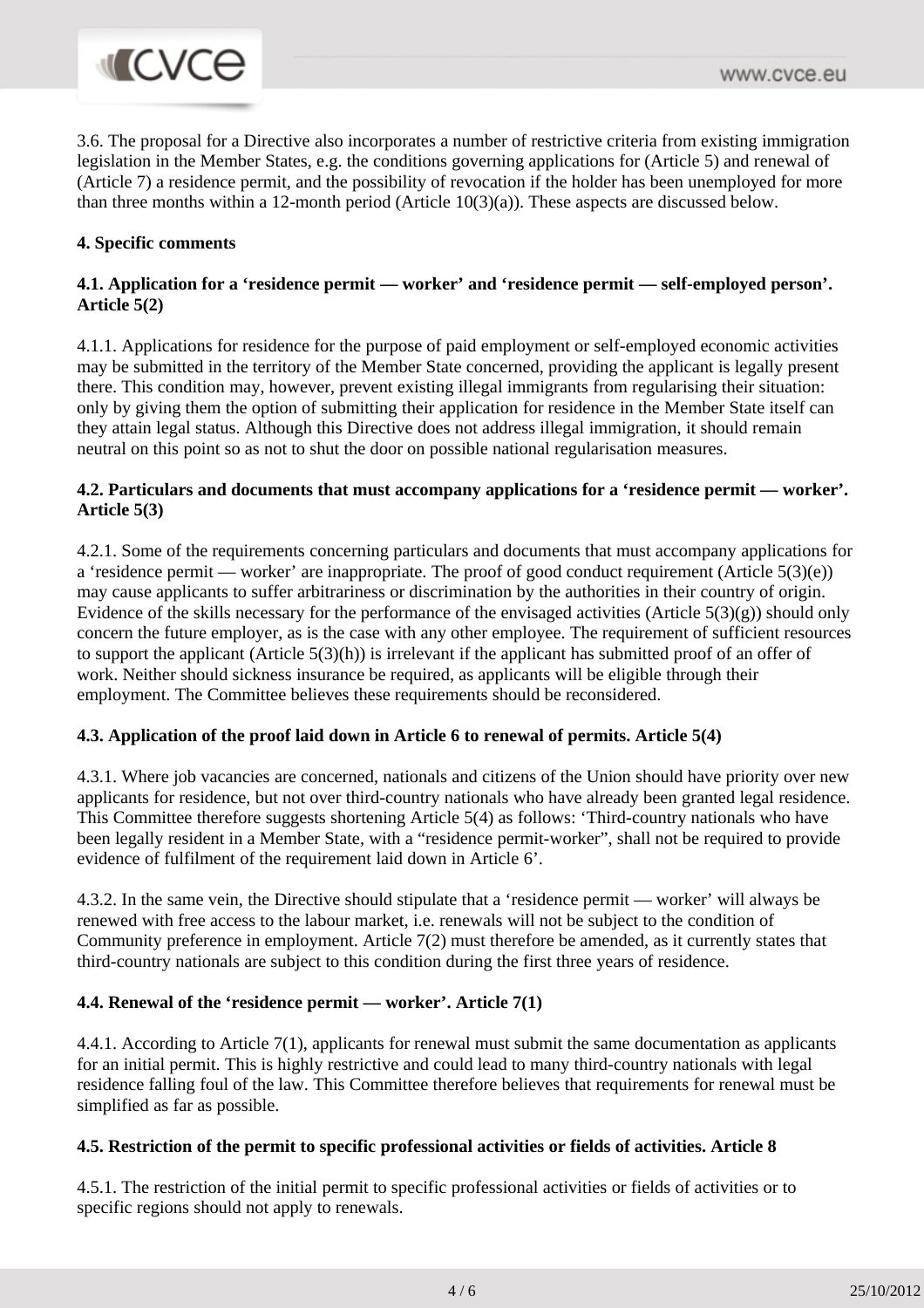3.6. The proposal for a Directive also incorporates a number of restrictive criteria from existing immigration legislation in the Member States, e.g. the conditions governing applications for (Article 5) and renewal of (Article 7) a residence permit, and the possibility of revocation if the holder has been unemployed for more than three months within a 12-month period (Article 10(3)(a)). These aspects are discussed below.

**4. Specific comments**

**4.1. Application for a 'residence permit — worker' and 'residence permit — self-employed person'. Article 5(2)**

4.1.1. Applications for residence for the purpose of paid employment or self-employed economic activities may be submitted in the territory of the Member State concerned, providing the applicant is legally present there. This condition may, however, prevent existing illegal immigrants from regularising their situation: only by giving them the option of submitting their application for residence in the Member State itself can they attain legal status. Although this Directive does not address illegal immigration, it should remain neutral on this point so as not to shut the door on possible national regularisation measures.

**4.2. Particulars and documents that must accompany applications for a 'residence permit — worker'. Article 5(3)**

4.2.1. Some of the requirements concerning particulars and documents that must accompany applications for a 'residence permit — worker' are inappropriate. The proof of good conduct requirement (Article 5(3)(e)) may cause applicants to suffer arbitrariness or discrimination by the authorities in their country of origin. Evidence of the skills necessary for the performance of the envisaged activities (Article 5(3)(g)) should only concern the future employer, as is the case with any other employee. The requirement of sufficient resources to support the applicant (Article 5(3)(h)) is irrelevant if the applicant has submitted proof of an offer of work. Neither should sickness insurance be required, as applicants will be eligible through their employment. The Committee believes these requirements should be reconsidered.

**4.3. Application of the proof laid down in Article 6 to renewal of permits. Article 5(4)**

4.3.1. Where job vacancies are concerned, nationals and citizens of the Union should have priority over new applicants for residence, but not over third-country nationals who have already been granted legal residence. This Committee therefore suggests shortening Article 5(4) as follows: 'Third-country nationals who have been legally resident in a Member State, with a "residence permit-worker", shall not be required to provide evidence of fulfilment of the requirement laid down in Article 6'.

4.3.2. In the same vein, the Directive should stipulate that a 'residence permit — worker' will always be renewed with free access to the labour market, i.e. renewals will not be subject to the condition of Community preference in employment. Article 7(2) must therefore be amended, as it currently states that third-country nationals are subject to this condition during the first three years of residence.

**4.4. Renewal of the 'residence permit — worker'. Article 7(1)**

4.4.1. According to Article 7(1), applicants for renewal must submit the same documentation as applicants for an initial permit. This is highly restrictive and could lead to many third-country nationals with legal residence falling foul of the law. This Committee therefore believes that requirements for renewal must be simplified as far as possible.

**4.5. Restriction of the permit to specific professional activities or fields of activities. Article 8**

4.5.1. The restriction of the initial permit to specific professional activities or fields of activities or to specific regions should not apply to renewals.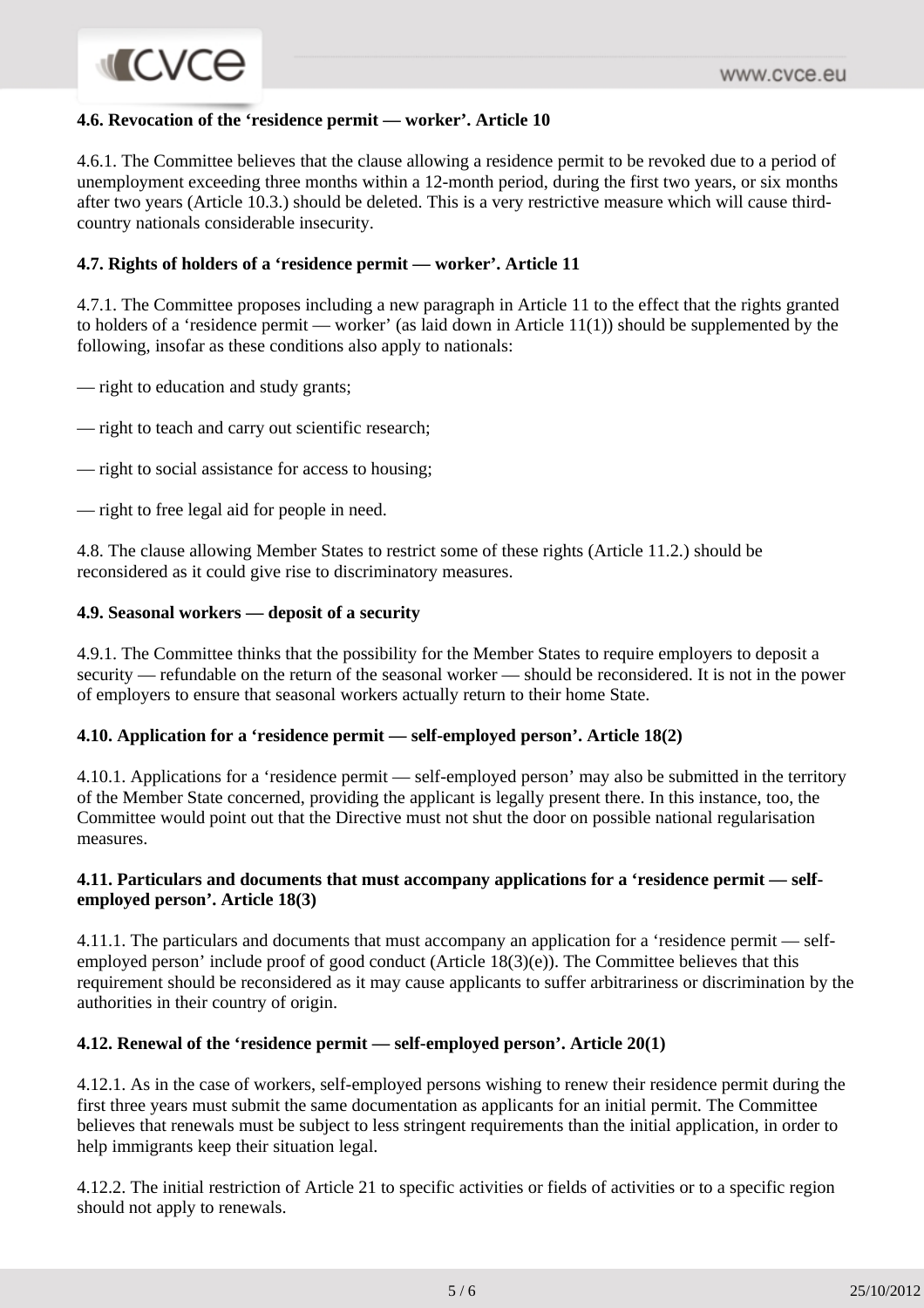**4.6. Revocation of the 'residence permit — worker'. Article 10**

4.6.1. The Committee believes that the clause allowing a residence permit to be revoked due to a period of unemployment exceeding three months within a 12-month period, during the first two years, or six months after two years (Article 10.3.) should be deleted. This is a very restrictive measure which will cause third-country nationals considerable insecurity.

**4.7. Rights of holders of a 'residence permit — worker'. Article 11**

4.7.1. The Committee proposes including a new paragraph in Article 11 to the effect that the rights granted to holders of a 'residence permit — worker' (as laid down in Article 11(1)) should be supplemented by the following, insofar as these conditions also apply to nationals:

— right to education and study grants;

— right to teach and carry out scientific research;

— right to social assistance for access to housing;

— right to free legal aid for people in need.

4.8. The clause allowing Member States to restrict some of these rights (Article 11.2.) should be reconsidered as it could give rise to discriminatory measures.

**4.9. Seasonal workers — deposit of a security**

4.9.1. The Committee thinks that the possibility for the Member States to require employers to deposit a security — refundable on the return of the seasonal worker — should be reconsidered. It is not in the power of employers to ensure that seasonal workers actually return to their home State.

**4.10. Application for a 'residence permit — self-employed person'. Article 18(2)**

4.10.1. Applications for a 'residence permit — self-employed person' may also be submitted in the territory of the Member State concerned, providing the applicant is legally present there. In this instance, too, the Committee would point out that the Directive must not shut the door on possible national regularisation measures.

**4.11. Particulars and documents that must accompany applications for a 'residence permit — self-employed person'. Article 18(3)**

4.11.1. The particulars and documents that must accompany an application for a 'residence permit — self-employed person' include proof of good conduct (Article 18(3)(e)). The Committee believes that this requirement should be reconsidered as it may cause applicants to suffer arbitrariness or discrimination by the authorities in their country of origin.

**4.12. Renewal of the 'residence permit — self-employed person'. Article 20(1)**

4.12.1. As in the case of workers, self-employed persons wishing to renew their residence permit during the first three years must submit the same documentation as applicants for an initial permit. The Committee believes that renewals must be subject to less stringent requirements than the initial application, in order to help immigrants keep their situation legal.

4.12.2. The initial restriction of Article 21 to specific activities or fields of activities or to a specific region should not apply to renewals.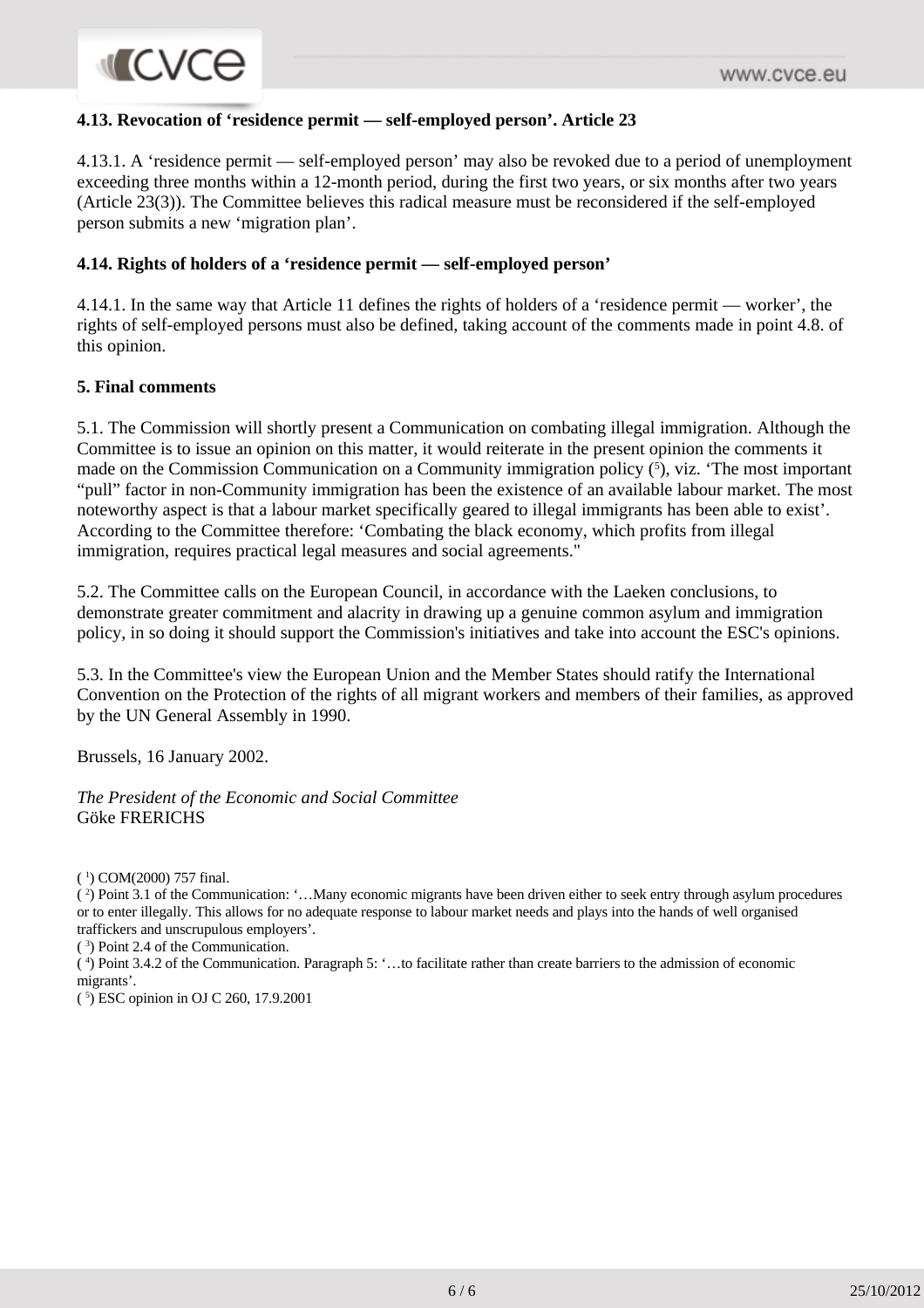**4.13. Revocation of 'residence permit — self-employed person'. Article 23**

4.13.1. A 'residence permit — self-employed person' may also be revoked due to a period of unemployment exceeding three months within a 12-month period, during the first two years, or six months after two years (Article 23(3)). The Committee believes this radical measure must be reconsidered if the self-employed person submits a new 'migration plan'.

**4.14. Rights of holders of a 'residence permit — self-employed person'**

4.14.1. In the same way that Article 11 defines the rights of holders of a 'residence permit — worker', the rights of self-employed persons must also be defined, taking account of the comments made in point 4.8. of this opinion.

**5. Final comments**

5.1. The Commission will shortly present a Communication on combating illegal immigration. Although the Committee is to issue an opinion on this matter, it would reiterate in the present opinion the comments it made on the Commission Communication on a Community immigration policy ([5]), viz. 'The most important "pull" factor in non-Community immigration has been the existence of an available labour market. The most noteworthy aspect is that a labour market specifically geared to illegal immigrants has been able to exist'. According to the Committee therefore: 'Combating the black economy, which profits from illegal immigration, requires practical legal measures and social agreements."

5.2. The Committee calls on the European Council, in accordance with the Laeken conclusions, to demonstrate greater commitment and alacrity in drawing up a genuine common asylum and immigration policy, in so doing it should support the Commission's initiatives and take into account the ESC's opinions.

5.3. In the Committee's view the European Union and the Member States should ratify the International Convention on the Protection of the rights of all migrant workers and members of their families, as approved by the UN General Assembly in 1990.

Brussels, 16 January 2002.

*The President of the Economic and Social Committee*
Göke FRERICHS

([1]) COM(2000) 757 final.
([2]) Point 3.1 of the Communication: '…Many economic migrants have been driven either to seek entry through asylum procedures or to enter illegally. This allows for no adequate response to labour market needs and plays into the hands of well organised traffickers and unscrupulous employers'.
([3]) Point 2.4 of the Communication.
([4]) Point 3.4.2 of the Communication. Paragraph 5: '…to facilitate rather than create barriers to the admission of economic migrants'.
([5]) ESC opinion in OJ C 260, 17.9.2001